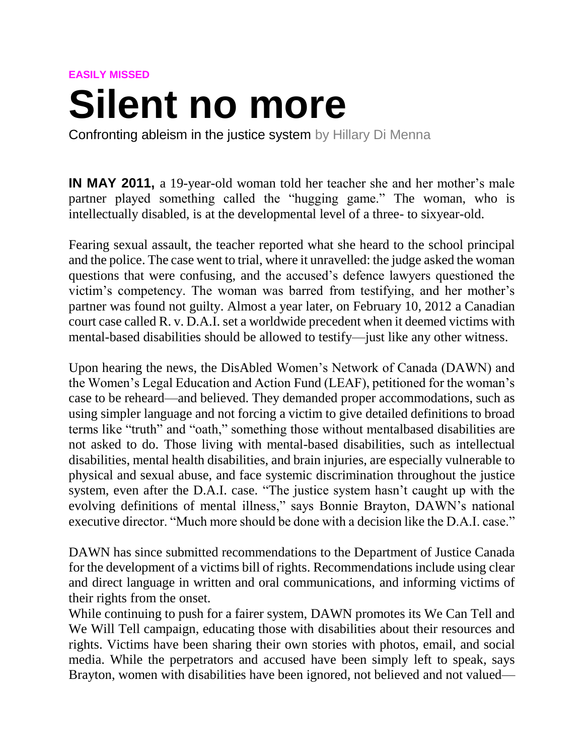**EASILY MISSED**

# Silent no more

Confronting ableism in the justice system by Hillary Di Menna

**IN MAY 2011,** a 19-year-old woman told her teacher she and her mother's male partner played something called the "hugging game." The woman, who is intellectually disabled, is at the developmental level of a three- to sixyear-old.

Fearing sexual assault, the teacher reported what she heard to the school principal and the police. The case went to trial, where it unravelled: the judge asked the woman questions that were confusing, and the accused's defence lawyers questioned the victim's competency. The woman was barred from testifying, and her mother's partner was found not guilty. Almost a year later, on February 10, 2012 a Canadian court case called R. v. D.A.I. set a worldwide precedent when it deemed victims with mental-based disabilities should be allowed to testify—just like any other witness.

Upon hearing the news, the DisAbled Women's Network of Canada (DAWN) and the Women's Legal Education and Action Fund (LEAF), petitioned for the woman's case to be reheard—and believed. They demanded proper accommodations, such as using simpler language and not forcing a victim to give detailed definitions to broad terms like "truth" and "oath," something those without mentalbased disabilities are not asked to do. Those living with mental-based disabilities, such as intellectual disabilities, mental health disabilities, and brain injuries, are especially vulnerable to physical and sexual abuse, and face systemic discrimination throughout the justice system, even after the D.A.I. case. "The justice system hasn't caught up with the evolving definitions of mental illness," says Bonnie Brayton, DAWN's national executive director. "Much more should be done with a decision like the D.A.I. case."

DAWN has since submitted recommendations to the Department of Justice Canada for the development of a victims bill of rights. Recommendations include using clear and direct language in written and oral communications, and informing victims of their rights from the onset.

While continuing to push for a fairer system, DAWN promotes its We Can Tell and We Will Tell campaign, educating those with disabilities about their resources and rights. Victims have been sharing their own stories with photos, email, and social media. While the perpetrators and accused have been simply left to speak, says Brayton, women with disabilities have been ignored, not believed and not valued—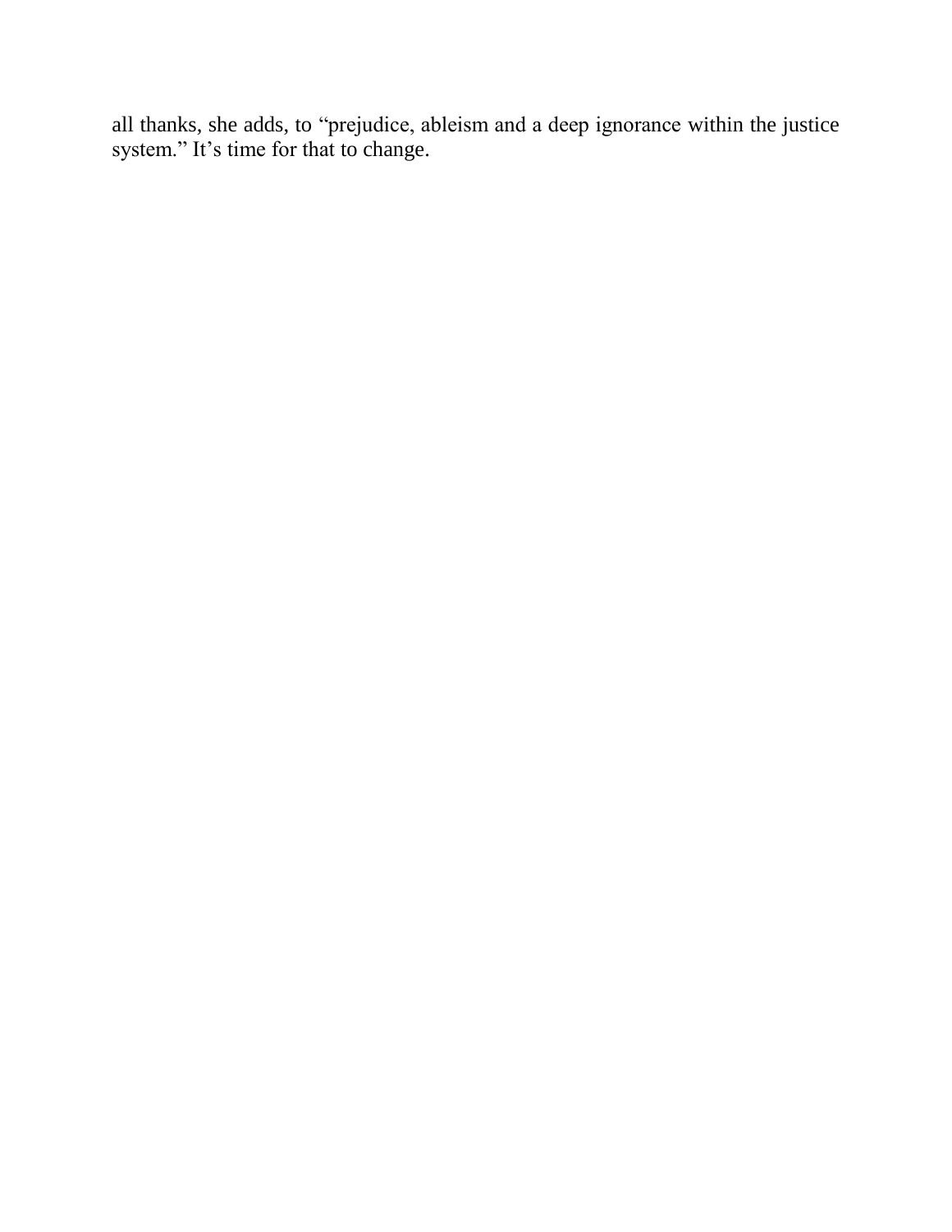all thanks, she adds, to "prejudice, ableism and a deep ignorance within the justice system." It's time for that to change.